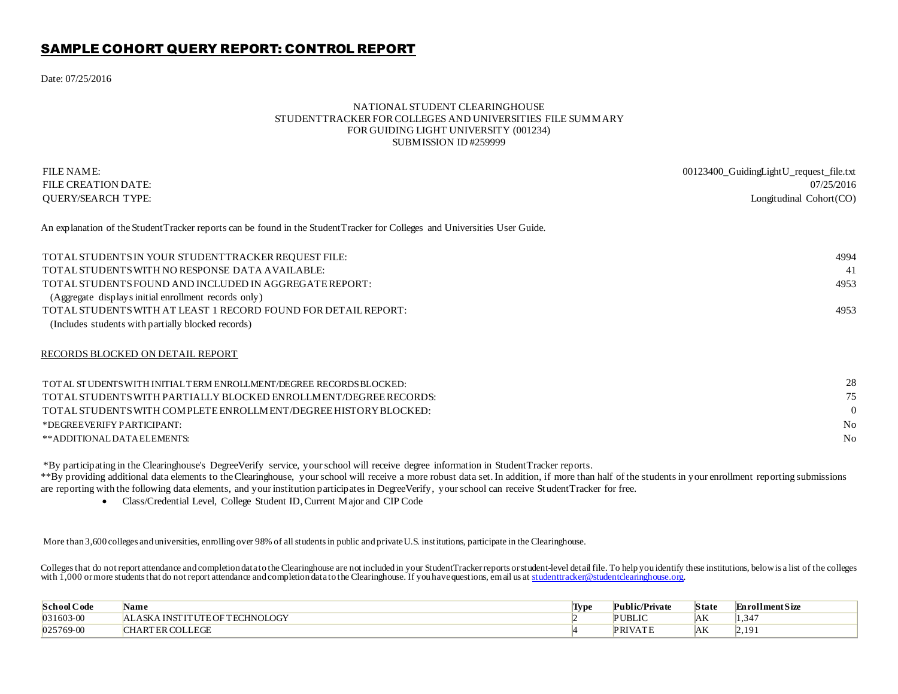# SAMPLE COHORT QUERY REPORT: CONTROL REPORT

Date: 07/25/2016

NATIONAL STUDENT CLEARINGHOUSE
STUDENTTRACKER FOR COLLEGES AND UNIVERSITIES FILE SUMMARY
FOR GUIDING LIGHT UNIVERSITY (001234)
SUBMISSION ID #259999

| | |
|---|---|
| FILE NAME: | 00123400_GuidingLightU_request_file.txt |
| FILE CREATION DATE: | 07/25/2016 |
| QUERY/SEARCH TYPE: | Longitudinal Cohort(CO) |

An explanation of the StudentTracker reports can be found in the StudentTracker for Colleges and Universities User Guide.

| | |
|---|---|
| TOTAL STUDENTS IN YOUR STUDENTTRACKER REQUEST FILE: | 4994 |
| TOTAL STUDENTS WITH NO RESPONSE DATA AVAILABLE: | 41 |
| TOTAL STUDENTS FOUND AND INCLUDED IN AGGREGATE REPORT: (Aggregate displays initial enrollment records only) | 4953 |
| TOTAL STUDENTS WITH AT LEAST 1 RECORD FOUND FOR DETAIL REPORT: (Includes students with partially blocked records) | 4953 |

RECORDS BLOCKED ON DETAIL REPORT

| | |
|---|---|
| TOTAL STUDENTS WITH INITIAL TERM ENROLLMENT/DEGREE RECORDS BLOCKED: | 28 |
| TOTAL STUDENTS WITH PARTIALLY BLOCKED ENROLLMENT/DEGREE RECORDS: | 75 |
| TOTAL STUDENTS WITH COMPLETE ENROLLMENT/DEGREE HISTORY BLOCKED: | 0 |
| *DEGREEVERIFY PARTICIPANT: | No |
| **ADDITIONAL DATA ELEMENTS: | No |

*By participating in the Clearinghouse's DegreeVerify service, your school will receive degree information in StudentTracker reports.
**By providing additional data elements to the Clearinghouse, your school will receive a more robust data set. In addition, if more than half of the students in your enrollment reporting submissions are reporting with the following data elements, and your institution participates in DegreeVerify, your school can receive StudentTracker for free.

- Class/Credential Level, College Student ID, Current Major and CIP Code

More than 3,600 colleges and universities, enrolling over 98% of all students in public and private U.S. institutions, participate in the Clearinghouse.

Colleges that do not report attendance and completion data to the Clearinghouse are not included in your StudentTracker reports or student-level detail file. To help you identify these institutions, below is a list of the colleges with 1,000 or more students that do not report attendance and completion data to the Clearinghouse. If you have questions, email us at studenttracker@studentclearinghouse.org.

| School Code | Name | Type | Public/Private | State | Enrollment Size |
|---|---|---|---|---|---|
| 031603-00 | ALASKA INSTITUTE OF TECHNOLOGY | 2 | PUBLIC | AK | 1,347 |
| 025769-00 | CHARTER COLLEGE | 4 | PRIVATE | AK | 2,191 |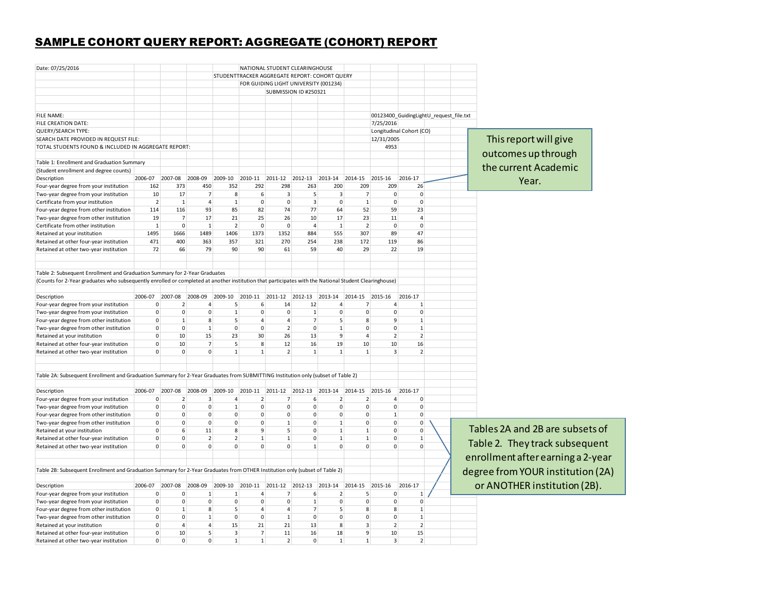# SAMPLE COHORT QUERY REPORT: AGGREGATE (COHORT) REPORT

Date: 07/25/2016

NATIONAL STUDENT CLEARINGHOUSE
STUDENTTRACKER AGGREGATE REPORT: COHORT QUERY
FOR GUIDING LIGHT UNIVERSITY (001234)
SUBMISSION ID #250321

| | |
|---|---|
| FILE NAME: | 00123400_GuidingLightU_request_file.txt |
| FILE CREATION DATE: | 7/25/2016 |
| QUERY/SEARCH TYPE: | Longitudinal Cohort (CO) |
| SEARCH DATE PROVIDED IN REQUEST FILE: | 12/31/2005 |
| TOTAL STUDENTS FOUND & INCLUDED IN AGGREGATE REPORT: | 4953 |

Table 1: Enrollment and Graduation Summary
(Student enrollment and degree counts)

| Description | 2006-07 | 2007-08 | 2008-09 | 2009-10 | 2010-11 | 2011-12 | 2012-13 | 2013-14 | 2014-15 | 2015-16 | 2016-17 |
|---|---|---|---|---|---|---|---|---|---|---|---|
| Four-year degree from your institution | 162 | 373 | 450 | 352 | 292 | 298 | 263 | 200 | 209 | 209 | 26 |
| Two-year degree from your institution | 10 | 17 | 7 | 8 | 6 | 3 | 5 | 3 | 7 | 0 | 0 |
| Certificate from your institution | 2 | 1 | 4 | 1 | 0 | 0 | 3 | 0 | 1 | 0 | 0 |
| Four-year degree from other institution | 114 | 116 | 93 | 85 | 82 | 74 | 77 | 64 | 52 | 59 | 23 |
| Two-year degree from other institution | 19 | 7 | 17 | 21 | 25 | 26 | 10 | 17 | 23 | 11 | 4 |
| Certificate from other institution | 1 | 0 | 1 | 2 | 0 | 0 | 4 | 1 | 2 | 0 | 0 |
| Retained at your institution | 1495 | 1666 | 1489 | 1406 | 1373 | 1352 | 884 | 555 | 307 | 89 | 47 |
| Retained at other four-year institution | 471 | 400 | 363 | 357 | 321 | 270 | 254 | 238 | 172 | 119 | 86 |
| Retained at other two-year institution | 72 | 66 | 79 | 90 | 90 | 61 | 59 | 40 | 29 | 22 | 19 |

This report will give outcomes up through the current Academic Year.

Table 2: Subsequent Enrollment and Graduation Summary for 2-Year Graduates
(Counts for 2-Year graduates who subsequently enrolled or completed at another institution that participates with the National Student Clearinghouse)

| Description | 2006-07 | 2007-08 | 2008-09 | 2009-10 | 2010-11 | 2011-12 | 2012-13 | 2013-14 | 2014-15 | 2015-16 | 2016-17 |
|---|---|---|---|---|---|---|---|---|---|---|---|
| Four-year degree from your institution | 0 | 2 | 4 | 5 | 6 | 14 | 12 | 4 | 7 | 4 | 1 |
| Two-year degree from your institution | 0 | 0 | 0 | 1 | 0 | 0 | 1 | 0 | 0 | 0 | 0 |
| Four-year degree from other institution | 0 | 1 | 8 | 5 | 4 | 4 | 7 | 5 | 8 | 9 | 1 |
| Two-year degree from other institution | 0 | 0 | 1 | 0 | 0 | 2 | 0 | 1 | 0 | 0 | 1 |
| Retained at your institution | 0 | 10 | 15 | 23 | 30 | 26 | 13 | 9 | 4 | 2 | 2 |
| Retained at other four-year institution | 0 | 10 | 7 | 5 | 8 | 12 | 16 | 19 | 10 | 10 | 16 |
| Retained at other two-year institution | 0 | 0 | 0 | 1 | 1 | 2 | 1 | 1 | 1 | 3 | 2 |

Table 2A: Subsequent Enrollment and Graduation Summary for 2-Year Graduates from SUBMITTING Institution only (subset of Table 2)

| Description | 2006-07 | 2007-08 | 2008-09 | 2009-10 | 2010-11 | 2011-12 | 2012-13 | 2013-14 | 2014-15 | 2015-16 | 2016-17 |
|---|---|---|---|---|---|---|---|---|---|---|---|
| Four-year degree from your institution | 0 | 2 | 3 | 4 | 2 | 7 | 6 | 2 | 2 | 4 | 0 |
| Two-year degree from your institution | 0 | 0 | 0 | 1 | 0 | 0 | 0 | 0 | 0 | 0 | 0 |
| Four-year degree from other institution | 0 | 0 | 0 | 0 | 0 | 0 | 0 | 0 | 0 | 1 | 0 |
| Two-year degree from other institution | 0 | 0 | 0 | 0 | 0 | 1 | 0 | 1 | 0 | 0 | 0 |
| Retained at your institution | 0 | 6 | 11 | 8 | 9 | 5 | 0 | 1 | 1 | 0 | 0 |
| Retained at other four-year institution | 0 | 0 | 2 | 2 | 1 | 1 | 0 | 1 | 1 | 0 | 1 |
| Retained at other two-year institution | 0 | 0 | 0 | 0 | 0 | 0 | 1 | 0 | 0 | 0 | 0 |

Table 2B: Subsequent Enrollment and Graduation Summary for 2-Year Graduates from OTHER Institution only (subset of Table 2)

| Description | 2006-07 | 2007-08 | 2008-09 | 2009-10 | 2010-11 | 2011-12 | 2012-13 | 2013-14 | 2014-15 | 2015-16 | 2016-17 |
|---|---|---|---|---|---|---|---|---|---|---|---|
| Four-year degree from your institution | 0 | 0 | 1 | 1 | 4 | 7 | 6 | 2 | 5 | 0 | 1 |
| Two-year degree from your institution | 0 | 0 | 0 | 0 | 0 | 0 | 1 | 0 | 0 | 0 | 0 |
| Four-year degree from other institution | 0 | 1 | 8 | 5 | 4 | 4 | 7 | 5 | 8 | 8 | 1 |
| Two-year degree from other institution | 0 | 0 | 1 | 0 | 0 | 1 | 0 | 0 | 0 | 0 | 1 |
| Retained at your institution | 0 | 4 | 4 | 15 | 21 | 21 | 13 | 8 | 3 | 2 | 2 |
| Retained at other four-year institution | 0 | 10 | 5 | 3 | 7 | 11 | 16 | 18 | 9 | 10 | 15 |
| Retained at other two-year institution | 0 | 0 | 0 | 1 | 1 | 2 | 0 | 1 | 1 | 3 | 2 |

Tables 2A and 2B are subsets of Table 2. They track subsequent enrollment after earning a 2-year degree from YOUR institution (2A) or ANOTHER institution (2B).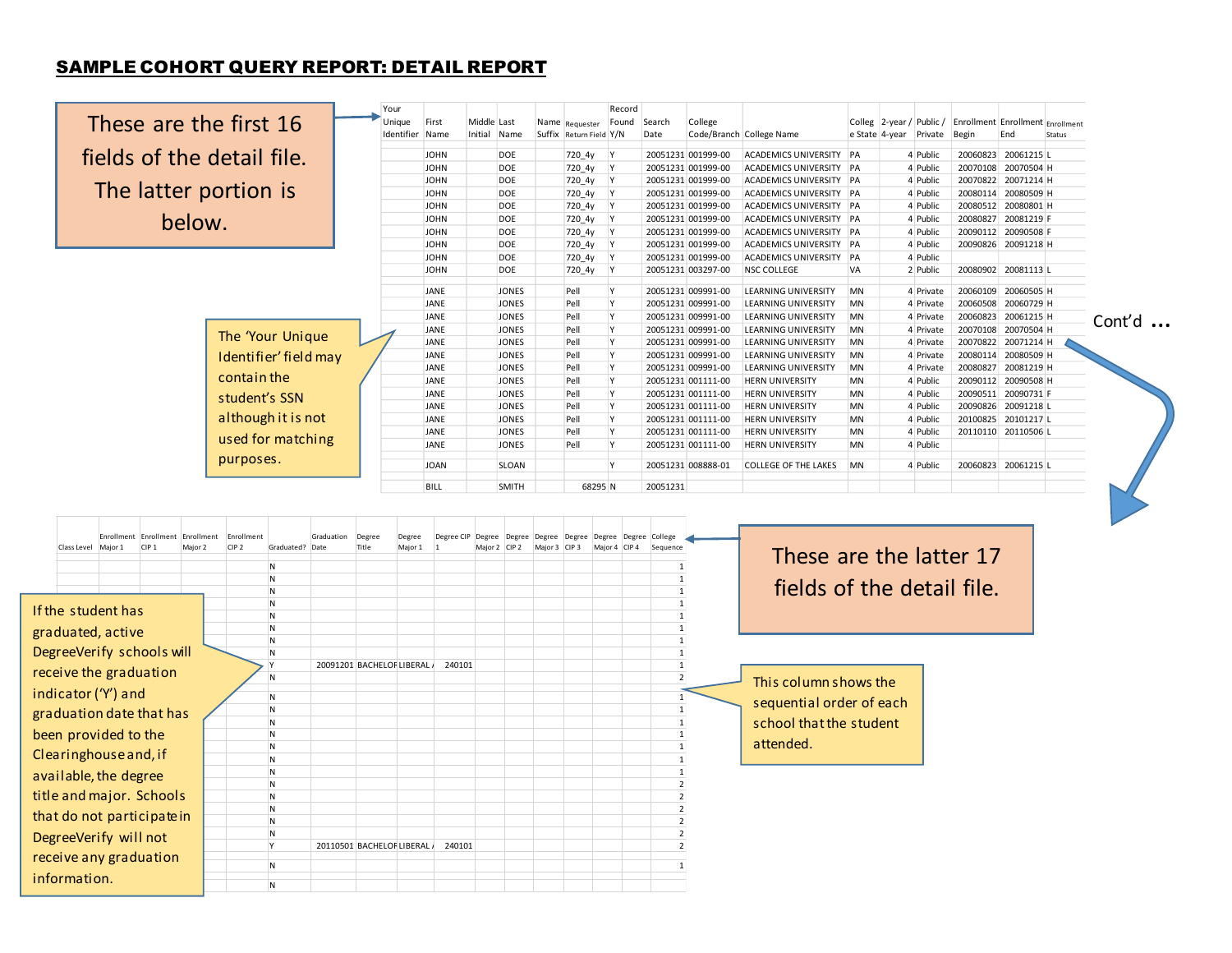## SAMPLE COHORT QUERY REPORT: DETAIL REPORT

These are the first 16 fields of the detail file. The latter portion is below.

| Your Unique Identifier | First Name | Middle Initial | Last Name | Name Suffix | Requester Return Field | Record Found Y/N | Search Date | College Code/Branch | College Name | College State | 2-year / 4-year | Public / Private | Enrollment Begin | Enrollment End | Enrollment Status |
|---|---|---|---|---|---|---|---|---|---|---|---|---|---|---|---|
| | JOHN | | DOE | | 720_4y | Y | 20051231 | 001999-00 | ACADEMICS UNIVERSITY | PA | 4 | Public | 20060823 | 20061215 | L |
| | JOHN | | DOE | | 720_4y | Y | 20051231 | 001999-00 | ACADEMICS UNIVERSITY | PA | 4 | Public | 20070108 | 20070504 | H |
| | JOHN | | DOE | | 720_4y | Y | 20051231 | 001999-00 | ACADEMICS UNIVERSITY | PA | 4 | Public | 20070822 | 20071214 | H |
| | JOHN | | DOE | | 720_4y | Y | 20051231 | 001999-00 | ACADEMICS UNIVERSITY | PA | 4 | Public | 20080114 | 20080509 | H |
| | JOHN | | DOE | | 720_4y | Y | 20051231 | 001999-00 | ACADEMICS UNIVERSITY | PA | 4 | Public | 20080512 | 20080801 | H |
| | JOHN | | DOE | | 720_4y | Y | 20051231 | 001999-00 | ACADEMICS UNIVERSITY | PA | 4 | Public | 20080827 | 20081219 | F |
| | JOHN | | DOE | | 720_4y | Y | 20051231 | 001999-00 | ACADEMICS UNIVERSITY | PA | 4 | Public | 20090112 | 20090508 | F |
| | JOHN | | DOE | | 720_4y | Y | 20051231 | 001999-00 | ACADEMICS UNIVERSITY | PA | 4 | Public | 20090826 | 20091218 | H |
| | JOHN | | DOE | | 720_4y | Y | 20051231 | 001999-00 | ACADEMICS UNIVERSITY | PA | 4 | Public | | | |
| | JOHN | | DOE | | 720_4y | Y | 20051231 | 003297-00 | NSC COLLEGE | VA | 2 | Public | 20080902 | 20081113 | L |
| | | | | | | | | | | | | | | | |
| | JANE | | JONES | | Pell | Y | 20051231 | 009991-00 | LEARNING UNIVERSITY | MN | 4 | Private | 20060109 | 20060505 | H |
| | JANE | | JONES | | Pell | Y | 20051231 | 009991-00 | LEARNING UNIVERSITY | MN | 4 | Private | 20060508 | 20060729 | H |
| | JANE | | JONES | | Pell | Y | 20051231 | 009991-00 | LEARNING UNIVERSITY | MN | 4 | Private | 20060823 | 20061215 | H |
| | JANE | | JONES | | Pell | Y | 20051231 | 009991-00 | LEARNING UNIVERSITY | MN | 4 | Private | 20070108 | 20070504 | H |
| | JANE | | JONES | | Pell | Y | 20051231 | 009991-00 | LEARNING UNIVERSITY | MN | 4 | Private | 20070822 | 20071214 | H |
| | JANE | | JONES | | Pell | Y | 20051231 | 009991-00 | LEARNING UNIVERSITY | MN | 4 | Private | 20080114 | 20080509 | H |
| | JANE | | JONES | | Pell | Y | 20051231 | 009991-00 | LEARNING UNIVERSITY | MN | 4 | Private | 20080827 | 20081219 | H |
| | JANE | | JONES | | Pell | Y | 20051231 | 001111-00 | HERN UNIVERSITY | MN | 4 | Public | 20090112 | 20090508 | H |
| | JANE | | JONES | | Pell | Y | 20051231 | 001111-00 | HERN UNIVERSITY | MN | 4 | Public | 20090511 | 20090731 | F |
| | JANE | | JONES | | Pell | Y | 20051231 | 001111-00 | HERN UNIVERSITY | MN | 4 | Public | 20090826 | 20091218 | L |
| | JANE | | JONES | | Pell | Y | 20051231 | 001111-00 | HERN UNIVERSITY | MN | 4 | Public | 20100825 | 20101217 | L |
| | JANE | | JONES | | Pell | Y | 20051231 | 001111-00 | HERN UNIVERSITY | MN | 4 | Public | 20110110 | 20110506 | L |
| | JANE | | JONES | | Pell | Y | 20051231 | 001111-00 | HERN UNIVERSITY | MN | 4 | Public | | | |
| | | | | | | | | | | | | | | | |
| | JOAN | | SLOAN | | | Y | 20051231 | 008888-01 | COLLEGE OF THE LAKES | MN | 4 | Public | 20060823 | 20061215 | L |
| | | | | | | | | | | | | | | | |
| | BILL | | SMITH | | 68295 | N | 20051231 | | | | | | | | |

Cont'd ...

The 'Your Unique Identifier' field may contain the student's SSN although it is not used for matching purposes.

These are the latter 17 fields of the detail file.

| Class Level | Enrollment Major 1 | Enrollment CIP 1 | Enrollment Major 2 | Enrollment CIP 2 | Graduated? | Graduation Date | Degree Title | Degree Major 1 | Degree CIP 1 | Degree Major 2 | Degree CIP 2 | Degree Major 3 | Degree CIP 3 | Degree Major 4 | Degree CIP 4 | College Sequence |
|---|---|---|---|---|---|---|---|---|---|---|---|---|---|---|---|---|
| | | | | | | | | | | | | | | | | |
| | | | | | N | | | | | | | | | | | 1 |
| | | | | | N | | | | | | | | | | | 1 |
| | | | | | N | | | | | | | | | | | 1 |
| | | | | | N | | | | | | | | | | | 1 |
| | | | | | N | | | | | | | | | | | 1 |
| | | | | | N | | | | | | | | | | | 1 |
| | | | | | N | | | | | | | | | | | 1 |
| | | | | | N | | | | | | | | | | | 1 |
| | | | | | Y | 20091201 | BACHELOF | LIBERAL / | 240101 | | | | | | | 1 |
| | | | | | N | | | | | | | | | | | 2 |
| | | | | | | | | | | | | | | | | |
| | | | | | N | | | | | | | | | | | 1 |
| | | | | | N | | | | | | | | | | | 1 |
| | | | | | N | | | | | | | | | | | 1 |
| | | | | | N | | | | | | | | | | | 1 |
| | | | | | N | | | | | | | | | | | 1 |
| | | | | | N | | | | | | | | | | | 1 |
| | | | | | N | | | | | | | | | | | 1 |
| | | | | | N | | | | | | | | | | | 2 |
| | | | | | N | | | | | | | | | | | 2 |
| | | | | | N | | | | | | | | | | | 2 |
| | | | | | N | | | | | | | | | | | 2 |
| | | | | | N | | | | | | | | | | | 2 |
| | | | | | Y | 20110501 | BACHELOF | LIBERAL / | 240101 | | | | | | | 2 |
| | | | | | | | | | | | | | | | | |
| | | | | | N | | | | | | | | | | | 1 |
| | | | | | | | | | | | | | | | | |
| | | | | | N | | | | | | | | | | | |

If the student has graduated, active DegreeVerify schools will receive the graduation indicator ('Y') and graduation date that has been provided to the Clearinghouse and, if available, the degree title and major. Schools that do not participate in DegreeVerify will not receive any graduation information.

This column shows the sequential order of each school that the student attended.